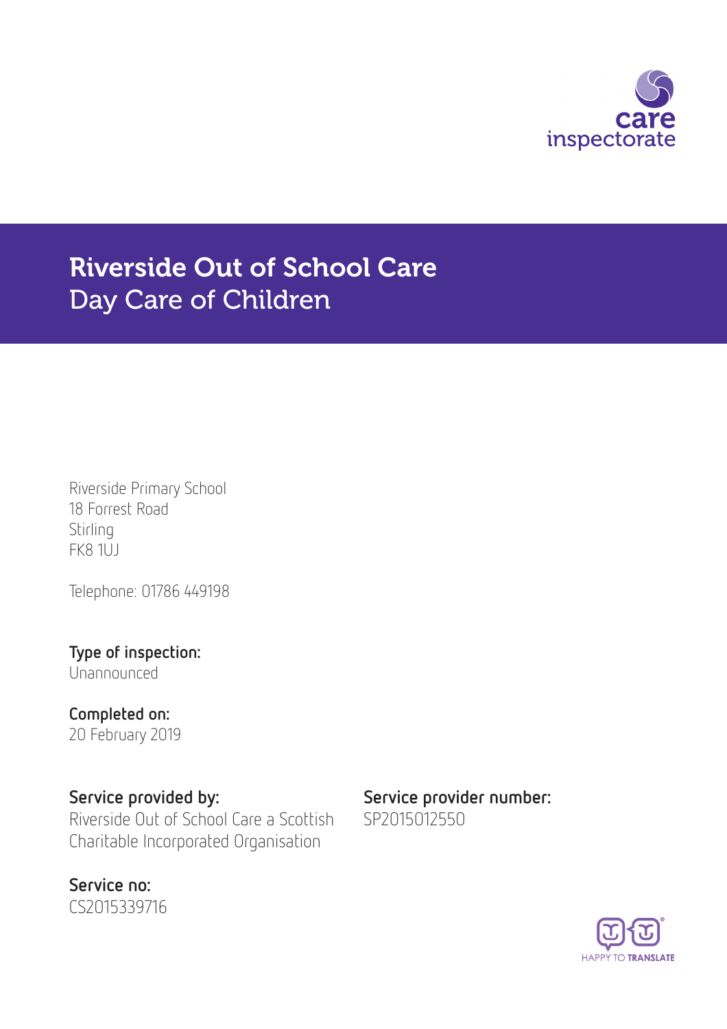# Riverside Out of School Care

## Day Care of Children

Riverside Primary School
18 Forrest Road
Stirling
FK8 1UJ

Telephone: 01786 449198

**Type of inspection:**
Unannounced

**Completed on:**
20 February 2019

**Service provided by:**
Riverside Out of School Care a Scottish Charitable Incorporated Organisation

**Service provider number:**
SP2015012550

**Service no:**
CS2015339716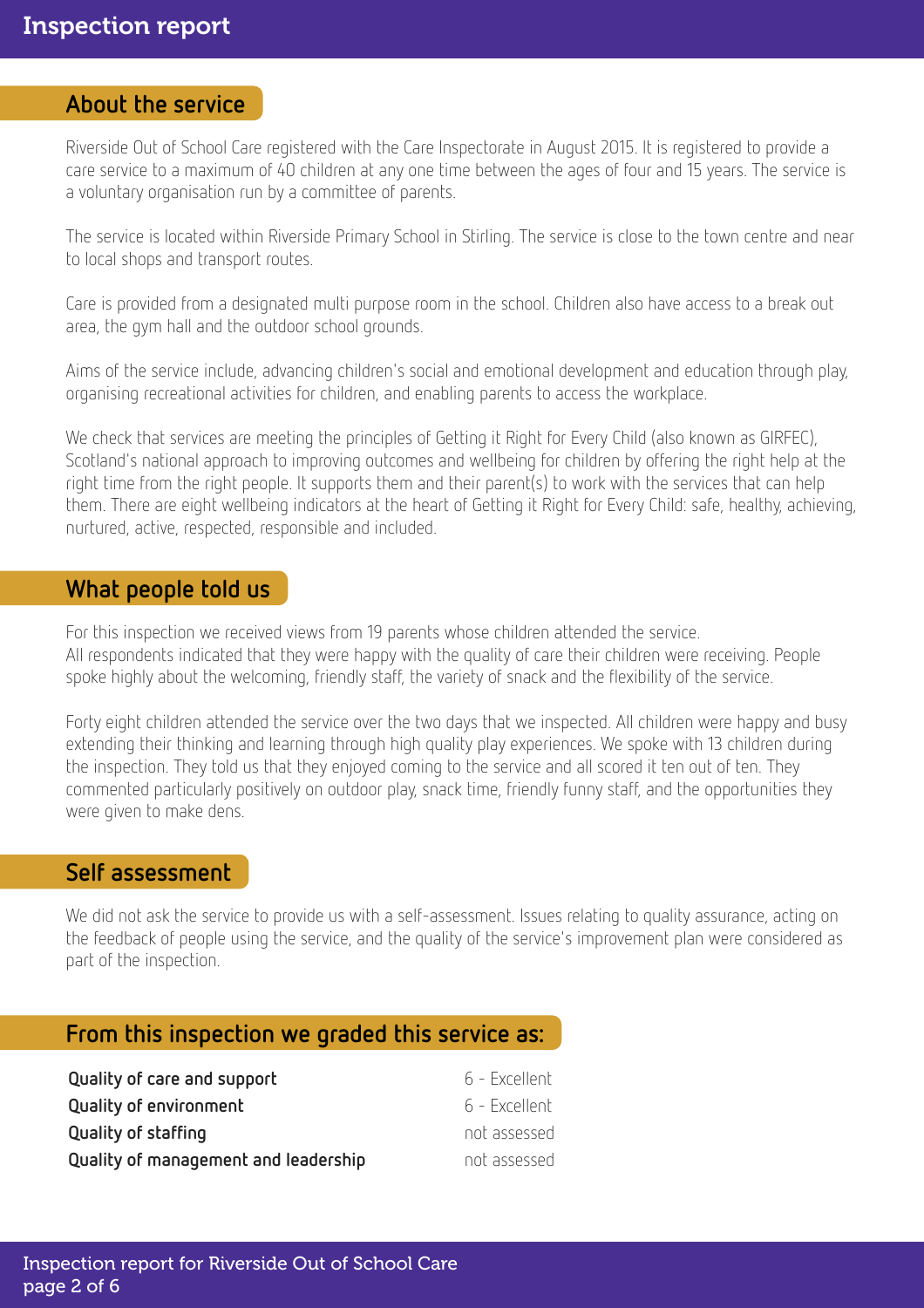## About the service

Riverside Out of School Care registered with the Care Inspectorate in August 2015. It is registered to provide a care service to a maximum of 40 children at any one time between the ages of four and 15 years. The service is a voluntary organisation run by a committee of parents.

The service is located within Riverside Primary School in Stirling. The service is close to the town centre and near to local shops and transport routes.

Care is provided from a designated multi purpose room in the school. Children also have access to a break out area, the gym hall and the outdoor school grounds.

Aims of the service include, advancing children's social and emotional development and education through play, organising recreational activities for children, and enabling parents to access the workplace.

We check that services are meeting the principles of Getting it Right for Every Child (also known as GIRFEC), Scotland's national approach to improving outcomes and wellbeing for children by offering the right help at the right time from the right people. It supports them and their parent(s) to work with the services that can help them. There are eight wellbeing indicators at the heart of Getting it Right for Every Child: safe, healthy, achieving, nurtured, active, respected, responsible and included.

## What people told us

For this inspection we received views from 19 parents whose children attended the service. All respondents indicated that they were happy with the quality of care their children were receiving. People spoke highly about the welcoming, friendly staff, the variety of snack and the flexibility of the service.

Forty eight children attended the service over the two days that we inspected. All children were happy and busy extending their thinking and learning through high quality play experiences. We spoke with 13 children during the inspection. They told us that they enjoyed coming to the service and all scored it ten out of ten. They commented particularly positively on outdoor play, snack time, friendly funny staff, and the opportunities they were given to make dens.

## Self assessment

We did not ask the service to provide us with a self-assessment. Issues relating to quality assurance, acting on the feedback of people using the service, and the quality of the service's improvement plan were considered as part of the inspection.

## From this inspection we graded this service as:

| | |
|---|---|
| **Quality of care and support** | 6 - Excellent |
| **Quality of environment** | 6 - Excellent |
| **Quality of staffing** | not assessed |
| **Quality of management and leadership** | not assessed |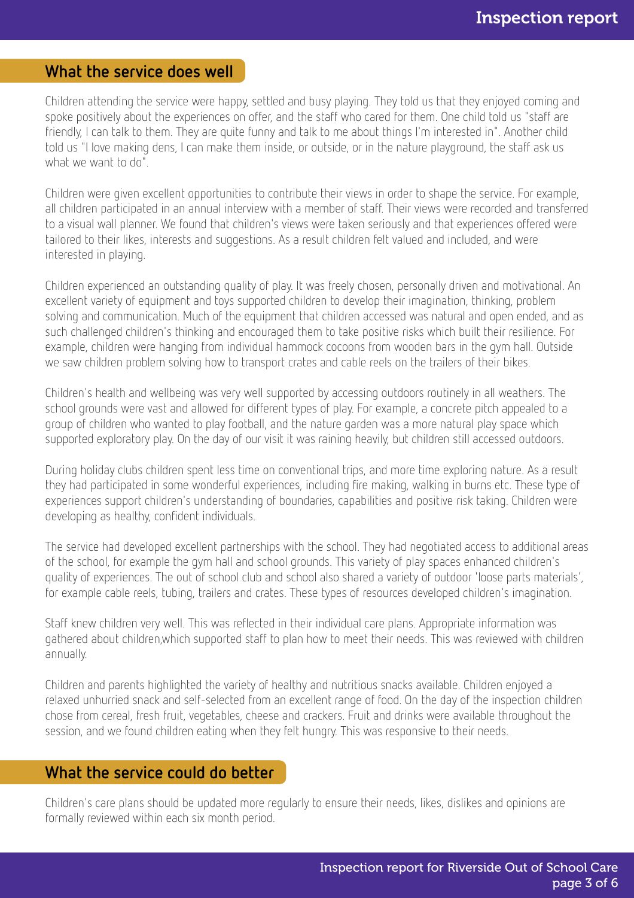## What the service does well

Children attending the service were happy, settled and busy playing. They told us that they enjoyed coming and spoke positively about the experiences on offer, and the staff who cared for them. One child told us "staff are friendly, I can talk to them. They are quite funny and talk to me about things I'm interested in". Another child told us "I love making dens, I can make them inside, or outside, or in the nature playground, the staff ask us what we want to do".

Children were given excellent opportunities to contribute their views in order to shape the service. For example, all children participated in an annual interview with a member of staff. Their views were recorded and transferred to a visual wall planner. We found that children's views were taken seriously and that experiences offered were tailored to their likes, interests and suggestions. As a result children felt valued and included, and were interested in playing.

Children experienced an outstanding quality of play. It was freely chosen, personally driven and motivational. An excellent variety of equipment and toys supported children to develop their imagination, thinking, problem solving and communication. Much of the equipment that children accessed was natural and open ended, and as such challenged children's thinking and encouraged them to take positive risks which built their resilience. For example, children were hanging from individual hammock cocoons from wooden bars in the gym hall. Outside we saw children problem solving how to transport crates and cable reels on the trailers of their bikes.

Children's health and wellbeing was very well supported by accessing outdoors routinely in all weathers. The school grounds were vast and allowed for different types of play. For example, a concrete pitch appealed to a group of children who wanted to play football, and the nature garden was a more natural play space which supported exploratory play. On the day of our visit it was raining heavily, but children still accessed outdoors.

During holiday clubs children spent less time on conventional trips, and more time exploring nature. As a result they had participated in some wonderful experiences, including fire making, walking in burns etc. These type of experiences support children's understanding of boundaries, capabilities and positive risk taking. Children were developing as healthy, confident individuals.

The service had developed excellent partnerships with the school. They had negotiated access to additional areas of the school, for example the gym hall and school grounds. This variety of play spaces enhanced children's quality of experiences. The out of school club and school also shared a variety of outdoor 'loose parts materials', for example cable reels, tubing, trailers and crates. These types of resources developed children's imagination.

Staff knew children very well. This was reflected in their individual care plans. Appropriate information was gathered about children,which supported staff to plan how to meet their needs. This was reviewed with children annually.

Children and parents highlighted the variety of healthy and nutritious snacks available. Children enjoyed a relaxed unhurried snack and self-selected from an excellent range of food. On the day of the inspection children chose from cereal, fresh fruit, vegetables, cheese and crackers. Fruit and drinks were available throughout the session, and we found children eating when they felt hungry. This was responsive to their needs.

## What the service could do better

Children's care plans should be updated more regularly to ensure their needs, likes, dislikes and opinions are formally reviewed within each six month period.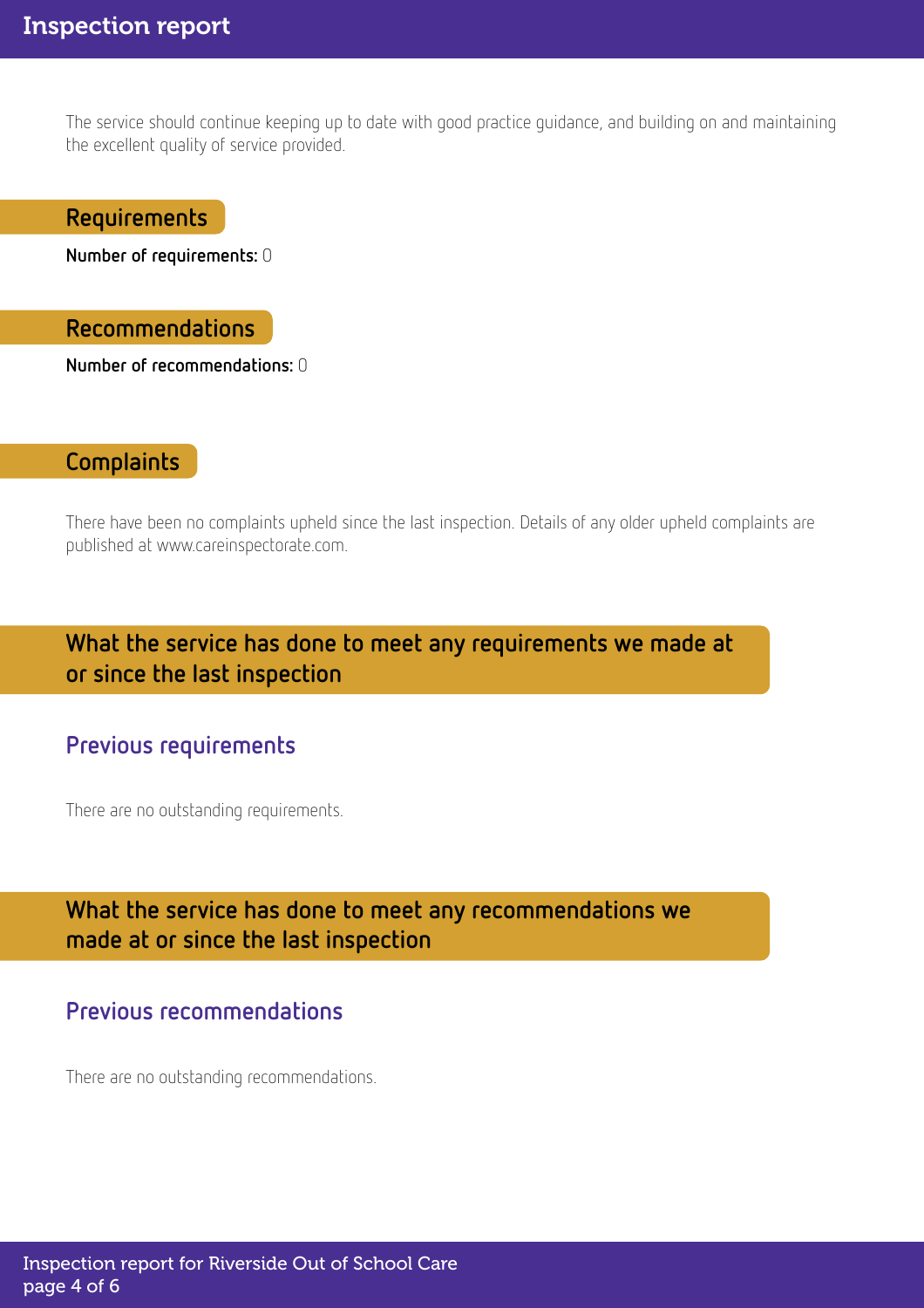The service should continue keeping up to date with good practice guidance, and building on and maintaining the excellent quality of service provided.

## Requirements

**Number of requirements:** 0

## Recommendations

**Number of recommendations:** 0

## Complaints

There have been no complaints upheld since the last inspection. Details of any older upheld complaints are published at www.careinspectorate.com.

## What the service has done to meet any requirements we made at or since the last inspection

### Previous requirements

There are no outstanding requirements.

## What the service has done to meet any recommendations we made at or since the last inspection

### Previous recommendations

There are no outstanding recommendations.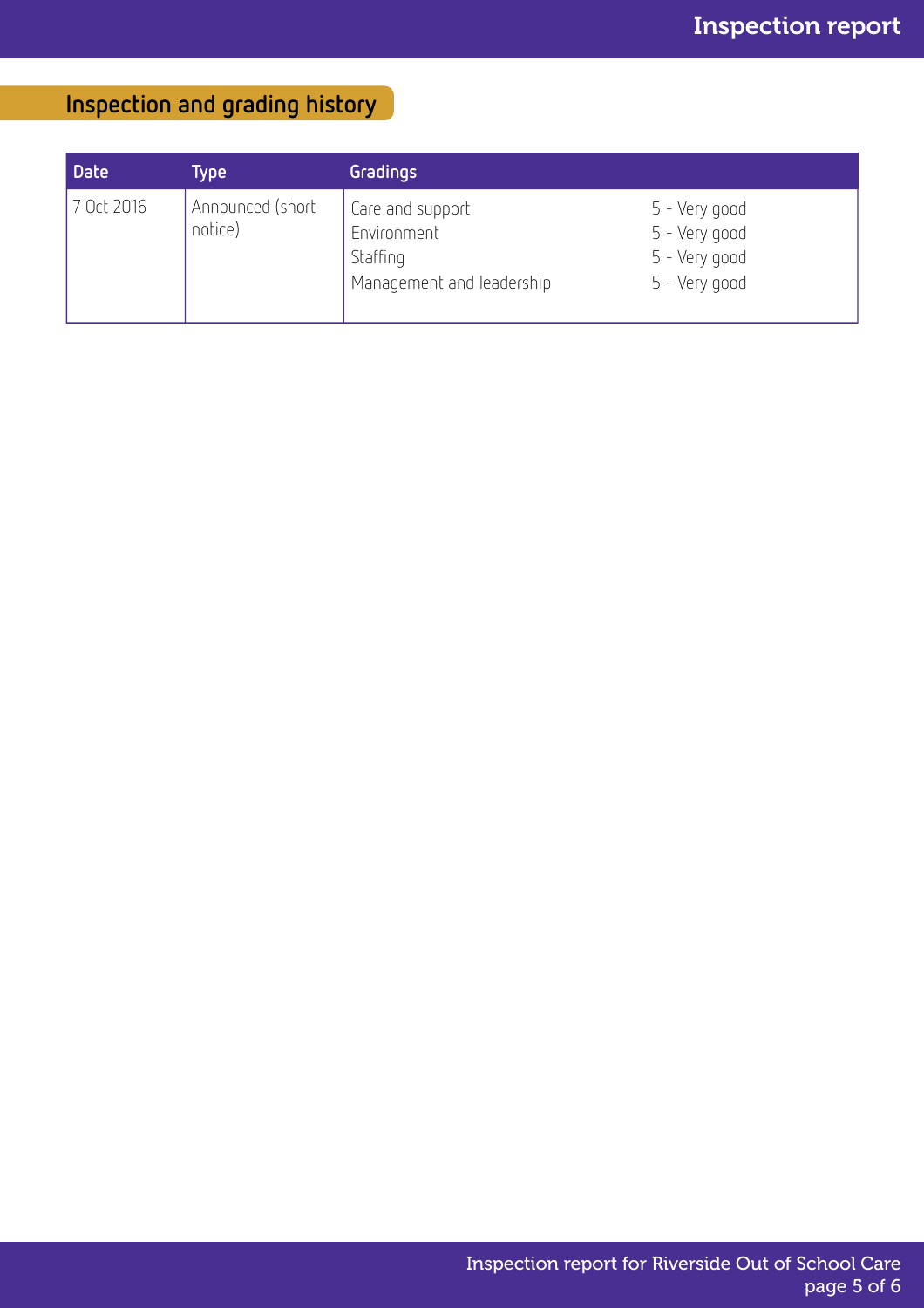## Inspection and grading history

| Date | Type | Gradings | |
|---|---|---|---|
| 7 Oct 2016 | Announced (short notice) | Care and support<br>Environment<br>Staffing<br>Management and leadership | 5 - Very good<br>5 - Very good<br>5 - Very good<br>5 - Very good |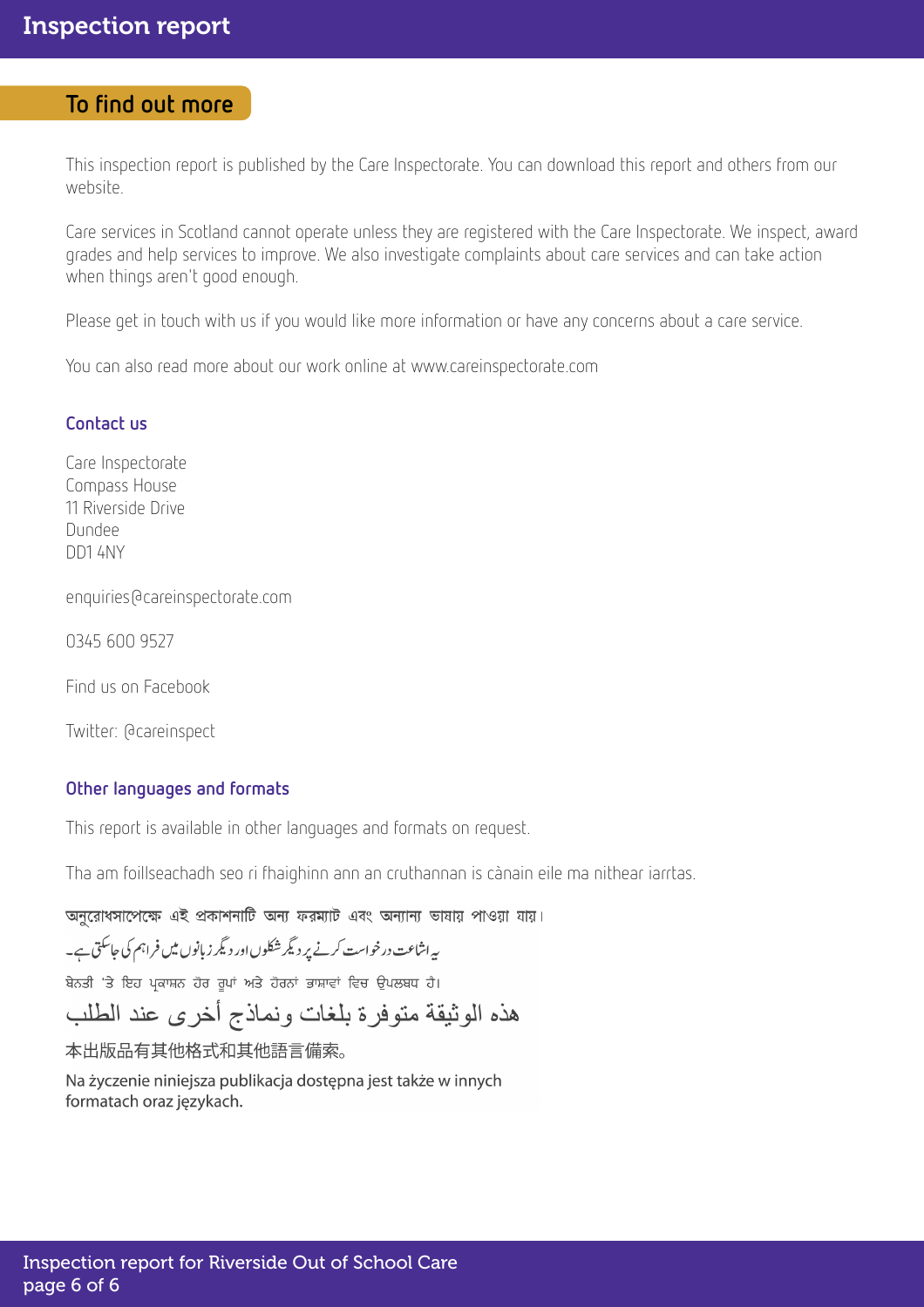## To find out more

This inspection report is published by the Care Inspectorate. You can download this report and others from our website.

Care services in Scotland cannot operate unless they are registered with the Care Inspectorate. We inspect, award grades and help services to improve. We also investigate complaints about care services and can take action when things aren't good enough.

Please get in touch with us if you would like more information or have any concerns about a care service.

You can also read more about our work online at www.careinspectorate.com

### Contact us

Care Inspectorate
Compass House
11 Riverside Drive
Dundee
DD1 4NY

enquiries@careinspectorate.com

0345 600 9527

Find us on Facebook

Twitter: @careinspect

### Other languages and formats

This report is available in other languages and formats on request.

Tha am foillseachadh seo ri fhaighinn ann an cruthannan is cànain eile ma nithear iarrtas.

অনুরোধসাপেক্ষে এই প্রকাশনাটি অন্য ফরম্যাট এবং অন্যান্য ভাষায় পাওয়া যায়।

یہ اشاعت درخواست کرنے پر دیگر شکلوں اور دیگر زبانوں میں فراہم کی جاسکتی ہے۔

ਬੇਨਤੀ 'ਤੇ ਇਹ ਪ੍ਰਕਾਸ਼ਨ ਹੋਰ ਰੂਪਾਂ ਅਤੇ ਹੋਰਨਾਂ ਭਾਸ਼ਾਵਾਂ ਵਿਚ ਉਪਲਬਧ ਹੈ।

هذه الوثيقة متوفرة بلغات ونماذج أخرى عند الطلب

本出版品有其他格式和其他語言備索。

Na życzenie niniejsza publikacja dostępna jest także w innych formatach oraz językach.